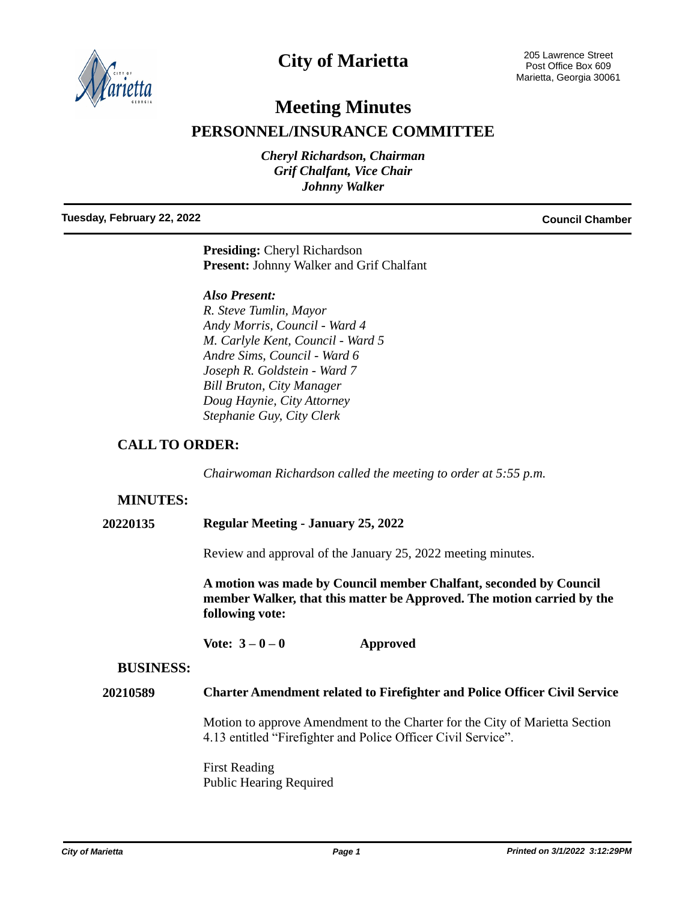# City of Marietta

205 Lawrence Street
Post Office Box 609
Marietta, Georgia 30061

# Meeting Minutes

## PERSONNEL/INSURANCE COMMITTEE

*Cheryl Richardson, Chairman*
*Grif Chalfant, Vice Chair*
*Johnny Walker*

**Tuesday, February 22, 2022** **Council Chamber**

**Presiding:** Cheryl Richardson
**Present:** Johnny Walker and Grif Chalfant

***Also Present:***
*R. Steve Tumlin, Mayor*
*Andy Morris, Council - Ward 4*
*M. Carlyle Kent, Council - Ward 5*
*Andre Sims, Council - Ward 6*
*Joseph R. Goldstein - Ward 7*
*Bill Bruton, City Manager*
*Doug Haynie, City Attorney*
*Stephanie Guy, City Clerk*

### CALL TO ORDER:

*Chairwoman Richardson called the meeting to order at 5:55 p.m.*

### MINUTES:

**20220135** **Regular Meeting - January 25, 2022**

Review and approval of the January 25, 2022 meeting minutes.

**A motion was made by Council member Chalfant, seconded by Council member Walker, that this matter be Approved. The motion carried by the following vote:**

**Vote: 3 – 0 – 0** **Approved**

### BUSINESS:

**20210589** **Charter Amendment related to Firefighter and Police Officer Civil Service**

Motion to approve Amendment to the Charter for the City of Marietta Section 4.13 entitled "Firefighter and Police Officer Civil Service".

First Reading
Public Hearing Required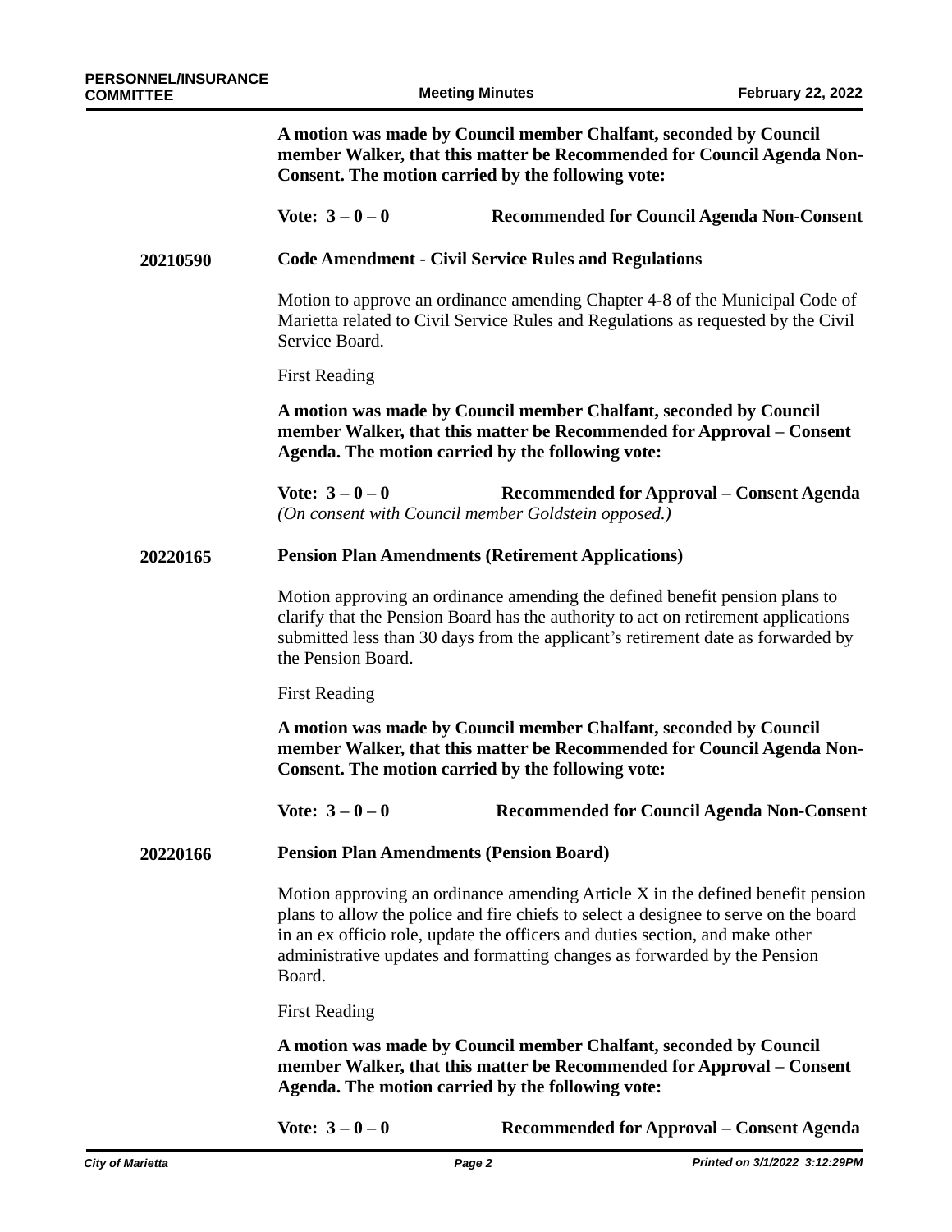**A motion was made by Council member Chalfant, seconded by Council member Walker, that this matter be Recommended for Council Agenda Non-Consent. The motion carried by the following vote:**

**Vote: 3 – 0 – 0 Recommended for Council Agenda Non-Consent**

**20210590 Code Amendment - Civil Service Rules and Regulations**

Motion to approve an ordinance amending Chapter 4-8 of the Municipal Code of Marietta related to Civil Service Rules and Regulations as requested by the Civil Service Board.

First Reading

**A motion was made by Council member Chalfant, seconded by Council member Walker, that this matter be Recommended for Approval – Consent Agenda. The motion carried by the following vote:**

**Vote: 3 – 0 – 0 Recommended for Approval – Consent Agenda**
*(On consent with Council member Goldstein opposed.)*

**20220165 Pension Plan Amendments (Retirement Applications)**

Motion approving an ordinance amending the defined benefit pension plans to clarify that the Pension Board has the authority to act on retirement applications submitted less than 30 days from the applicant's retirement date as forwarded by the Pension Board.

First Reading

**A motion was made by Council member Chalfant, seconded by Council member Walker, that this matter be Recommended for Council Agenda Non-Consent. The motion carried by the following vote:**

**Vote: 3 – 0 – 0 Recommended for Council Agenda Non-Consent**

**20220166 Pension Plan Amendments (Pension Board)**

Motion approving an ordinance amending Article X in the defined benefit pension plans to allow the police and fire chiefs to select a designee to serve on the board in an ex officio role, update the officers and duties section, and make other administrative updates and formatting changes as forwarded by the Pension Board.

First Reading

**A motion was made by Council member Chalfant, seconded by Council member Walker, that this matter be Recommended for Approval – Consent Agenda. The motion carried by the following vote:**

**Vote: 3 – 0 – 0 Recommended for Approval – Consent Agenda**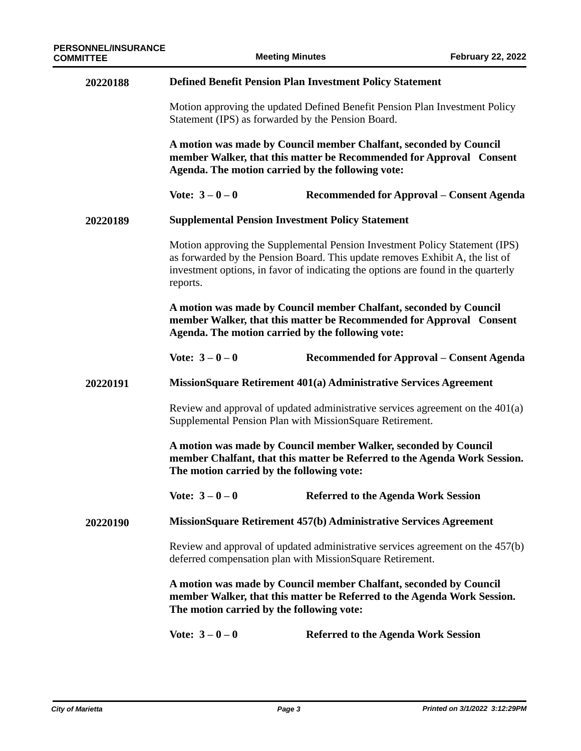**20220188** **Defined Benefit Pension Plan Investment Policy Statement**

Motion approving the updated Defined Benefit Pension Plan Investment Policy Statement (IPS) as forwarded by the Pension Board.

**A motion was made by Council member Chalfant, seconded by Council member Walker, that this matter be Recommended for Approval Consent Agenda. The motion carried by the following vote:**

**Vote: 3 – 0 – 0** **Recommended for Approval – Consent Agenda**

**20220189** **Supplemental Pension Investment Policy Statement**

Motion approving the Supplemental Pension Investment Policy Statement (IPS) as forwarded by the Pension Board. This update removes Exhibit A, the list of investment options, in favor of indicating the options are found in the quarterly reports.

**A motion was made by Council member Chalfant, seconded by Council member Walker, that this matter be Recommended for Approval Consent Agenda. The motion carried by the following vote:**

**Vote: 3 – 0 – 0** **Recommended for Approval – Consent Agenda**

**20220191** **MissionSquare Retirement 401(a) Administrative Services Agreement**

Review and approval of updated administrative services agreement on the 401(a) Supplemental Pension Plan with MissionSquare Retirement.

**A motion was made by Council member Walker, seconded by Council member Chalfant, that this matter be Referred to the Agenda Work Session. The motion carried by the following vote:**

**Vote: 3 – 0 – 0** **Referred to the Agenda Work Session**

**20220190** **MissionSquare Retirement 457(b) Administrative Services Agreement**

Review and approval of updated administrative services agreement on the 457(b) deferred compensation plan with MissionSquare Retirement.

**A motion was made by Council member Chalfant, seconded by Council member Walker, that this matter be Referred to the Agenda Work Session. The motion carried by the following vote:**

**Vote: 3 – 0 – 0** **Referred to the Agenda Work Session**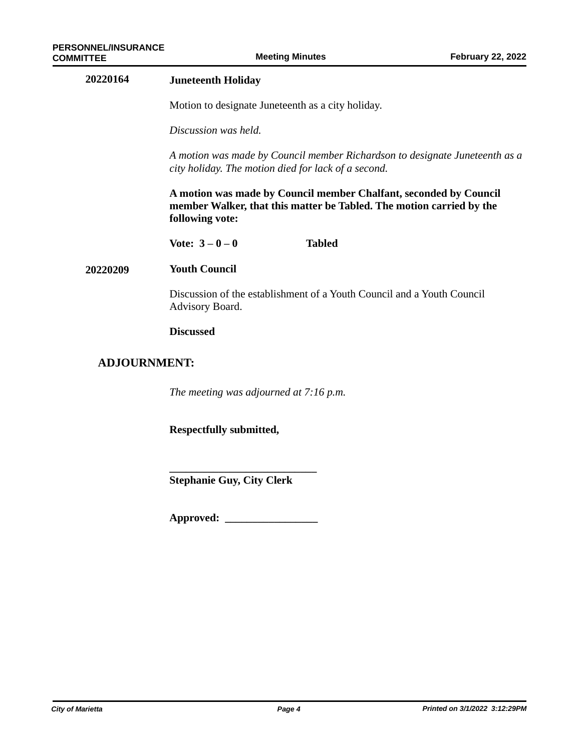**20220164** **Juneteenth Holiday**

Motion to designate Juneteenth as a city holiday.

*Discussion was held.*

*A motion was made by Council member Richardson to designate Juneteenth as a city holiday. The motion died for lack of a second.*

**A motion was made by Council member Chalfant, seconded by Council member Walker, that this matter be Tabled. The motion carried by the following vote:**

**Vote: 3 – 0 – 0** **Tabled**

**20220209** **Youth Council**

Discussion of the establishment of a Youth Council and a Youth Council Advisory Board.

**Discussed**

## ADJOURNMENT:

*The meeting was adjourned at 7:16 p.m.*

**Respectfully submitted,**

**___________________________**
**Stephanie Guy, City Clerk**

**Approved: _________________**